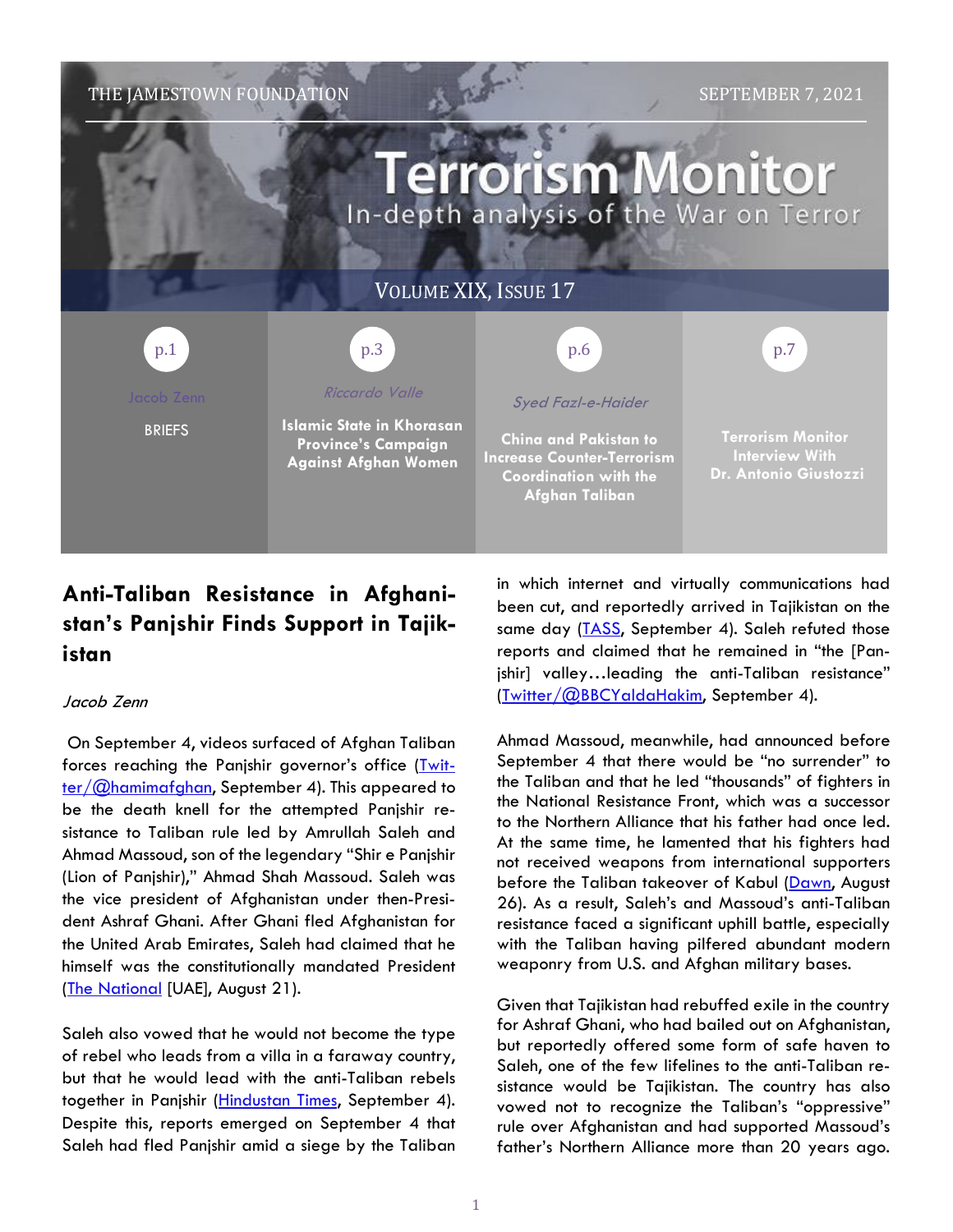THE JAMESTOWN FOUNDATION SEPTEMBER 7, 2021

# Terrorism Monitor

In-depth analysis of the War on Terror

VOLUME XIX, ISSUE 17

| p.1 | p.3 | p.6 | p.7 |
| --- | --- | --- | --- |
| Jacob Zenn | Riccardo Valle | Syed Fazl-e-Haider | |
| BRIEFS | **Islamic State in Khorasan Province's Campaign Against Afghan Women** | **China and Pakistan to Increase Counter-Terrorism Coordination with the Afghan Taliban** | **Terrorism Monitor Interview With Dr. Antonio Giustozzi** |

## Anti-Taliban Resistance in Afghanistan's Panjshir Finds Support in Tajikistan

*Jacob Zenn*

On September 4, videos surfaced of Afghan Taliban forces reaching the Panjshir governor's office (Twitter/@hamimafghan, September 4). This appeared to be the death knell for the attempted Panjshir resistance to Taliban rule led by Amrullah Saleh and Ahmad Massoud, son of the legendary "Shir e Panjshir (Lion of Panjshir)," Ahmad Shah Massoud. Saleh was the vice president of Afghanistan under then-President Ashraf Ghani. After Ghani fled Afghanistan for the United Arab Emirates, Saleh had claimed that he himself was the constitutionally mandated President (The National [UAE], August 21).

Saleh also vowed that he would not become the type of rebel who leads from a villa in a faraway country, but that he would lead with the anti-Taliban rebels together in Panjshir (Hindustan Times, September 4). Despite this, reports emerged on September 4 that Saleh had fled Panjshir amid a siege by the Taliban in which internet and virtually communications had been cut, and reportedly arrived in Tajikistan on the same day (TASS, September 4). Saleh refuted those reports and claimed that he remained in "the [Panjshir] valley…leading the anti-Taliban resistance" (Twitter/@BBCYaldaHakim, September 4).

Ahmad Massoud, meanwhile, had announced before September 4 that there would be "no surrender" to the Taliban and that he led "thousands" of fighters in the National Resistance Front, which was a successor to the Northern Alliance that his father had once led. At the same time, he lamented that his fighters had not received weapons from international supporters before the Taliban takeover of Kabul (Dawn, August 26). As a result, Saleh's and Massoud's anti-Taliban resistance faced a significant uphill battle, especially with the Taliban having pilfered abundant modern weaponry from U.S. and Afghan military bases.

Given that Tajikistan had rebuffed exile in the country for Ashraf Ghani, who had bailed out on Afghanistan, but reportedly offered some form of safe haven to Saleh, one of the few lifelines to the anti-Taliban resistance would be Tajikistan. The country has also vowed not to recognize the Taliban's "oppressive" rule over Afghanistan and had supported Massoud's father's Northern Alliance more than 20 years ago.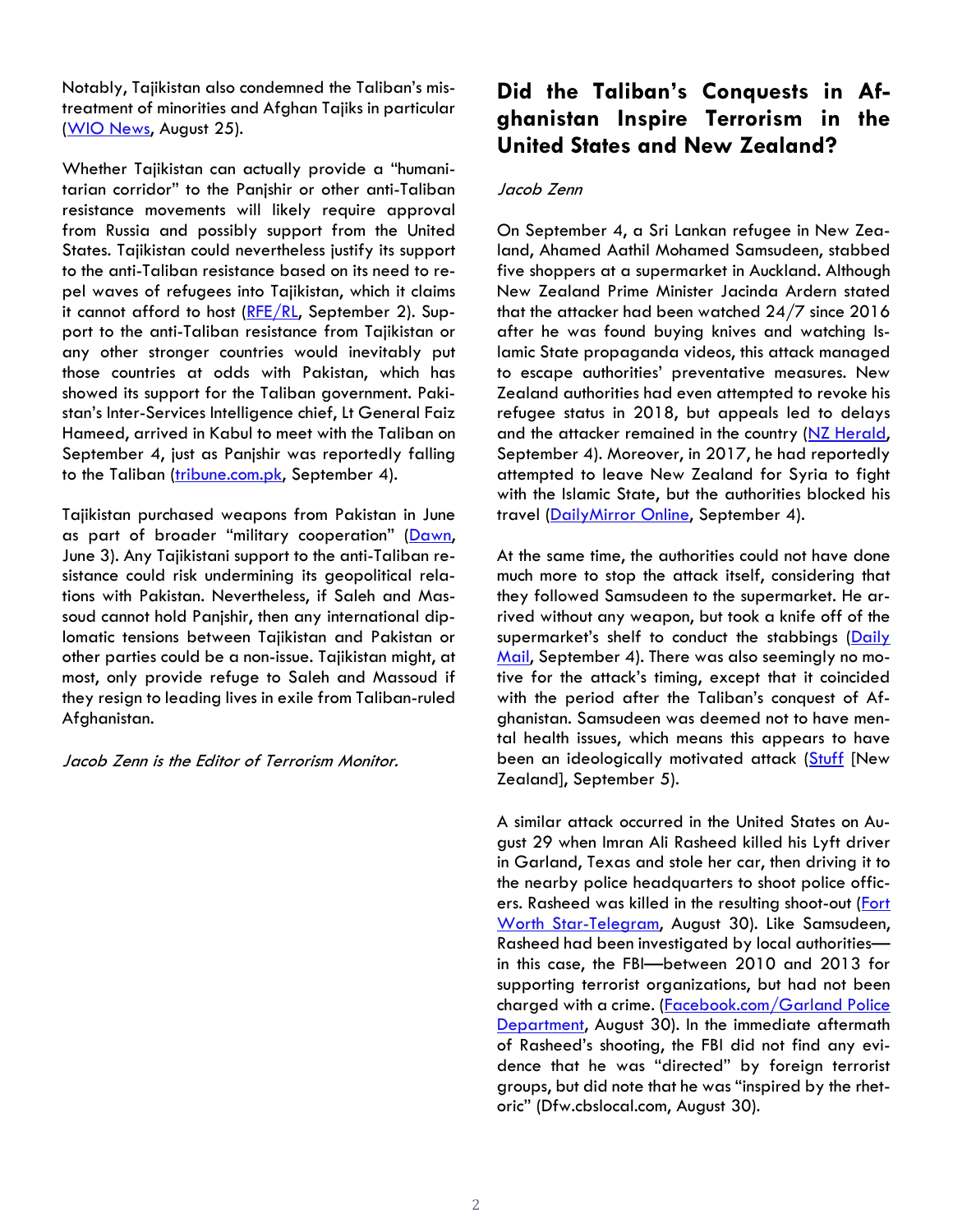Notably, Tajikistan also condemned the Taliban's mistreatment of minorities and Afghan Tajiks in particular (WIO News, August 25).

Whether Tajikistan can actually provide a "humanitarian corridor" to the Panjshir or other anti-Taliban resistance movements will likely require approval from Russia and possibly support from the United States. Tajikistan could nevertheless justify its support to the anti-Taliban resistance based on its need to repel waves of refugees into Tajikistan, which it claims it cannot afford to host (RFE/RL, September 2). Support to the anti-Taliban resistance from Tajikistan or any other stronger countries would inevitably put those countries at odds with Pakistan, which has showed its support for the Taliban government. Pakistan's Inter-Services Intelligence chief, Lt General Faiz Hameed, arrived in Kabul to meet with the Taliban on September 4, just as Panjshir was reportedly falling to the Taliban (tribune.com.pk, September 4).

Tajikistan purchased weapons from Pakistan in June as part of broader "military cooperation" (Dawn, June 3). Any Tajikistani support to the anti-Taliban resistance could risk undermining its geopolitical relations with Pakistan. Nevertheless, if Saleh and Massoud cannot hold Panjshir, then any international diplomatic tensions between Tajikistan and Pakistan or other parties could be a non-issue. Tajikistan might, at most, only provide refuge to Saleh and Massoud if they resign to leading lives in exile from Taliban-ruled Afghanistan.

*Jacob Zenn is the Editor of Terrorism Monitor.*

## Did the Taliban's Conquests in Afghanistan Inspire Terrorism in the United States and New Zealand?

*Jacob Zenn*

On September 4, a Sri Lankan refugee in New Zealand, Ahamed Aathil Mohamed Samsudeen, stabbed five shoppers at a supermarket in Auckland. Although New Zealand Prime Minister Jacinda Ardern stated that the attacker had been watched 24/7 since 2016 after he was found buying knives and watching Islamic State propaganda videos, this attack managed to escape authorities' preventative measures. New Zealand authorities had even attempted to revoke his refugee status in 2018, but appeals led to delays and the attacker remained in the country (NZ Herald, September 4). Moreover, in 2017, he had reportedly attempted to leave New Zealand for Syria to fight with the Islamic State, but the authorities blocked his travel (DailyMirror Online, September 4).

At the same time, the authorities could not have done much more to stop the attack itself, considering that they followed Samsudeen to the supermarket. He arrived without any weapon, but took a knife off of the supermarket's shelf to conduct the stabbings (Daily Mail, September 4). There was also seemingly no motive for the attack's timing, except that it coincided with the period after the Taliban's conquest of Afghanistan. Samsudeen was deemed not to have mental health issues, which means this appears to have been an ideologically motivated attack (Stuff [New Zealand], September 5).

A similar attack occurred in the United States on August 29 when Imran Ali Rasheed killed his Lyft driver in Garland, Texas and stole her car, then driving it to the nearby police headquarters to shoot police officers. Rasheed was killed in the resulting shoot-out (Fort Worth Star-Telegram, August 30). Like Samsudeen, Rasheed had been investigated by local authorities—in this case, the FBI—between 2010 and 2013 for supporting terrorist organizations, but had not been charged with a crime. (Facebook.com/Garland Police Department, August 30). In the immediate aftermath of Rasheed's shooting, the FBI did not find any evidence that he was "directed" by foreign terrorist groups, but did note that he was "inspired by the rhetoric" (Dfw.cbslocal.com, August 30).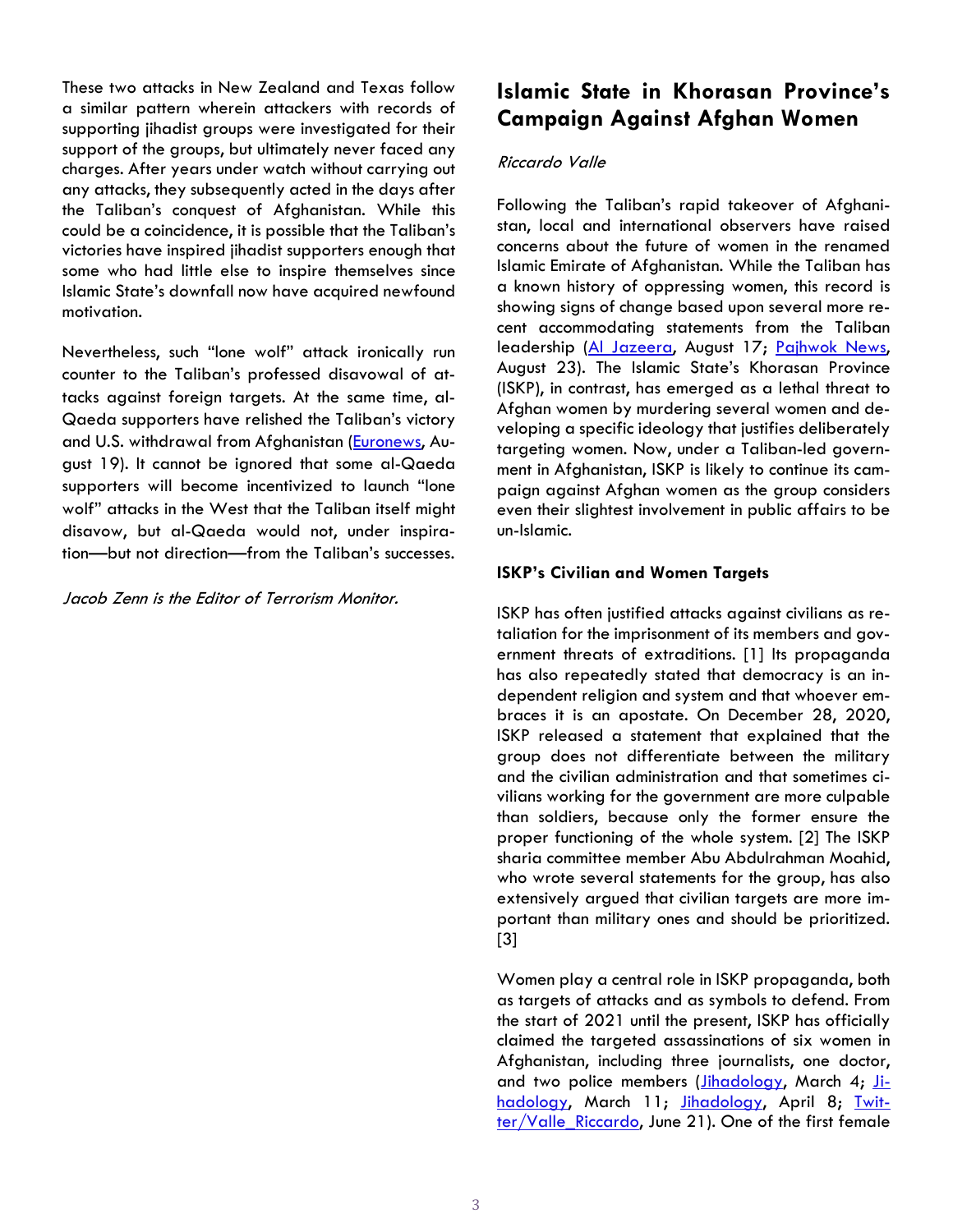These two attacks in New Zealand and Texas follow a similar pattern wherein attackers with records of supporting jihadist groups were investigated for their support of the groups, but ultimately never faced any charges. After years under watch without carrying out any attacks, they subsequently acted in the days after the Taliban's conquest of Afghanistan. While this could be a coincidence, it is possible that the Taliban's victories have inspired jihadist supporters enough that some who had little else to inspire themselves since Islamic State's downfall now have acquired newfound motivation.

Nevertheless, such "lone wolf" attack ironically run counter to the Taliban's professed disavowal of attacks against foreign targets. At the same time, al-Qaeda supporters have relished the Taliban's victory and U.S. withdrawal from Afghanistan (Euronews, August 19). It cannot be ignored that some al-Qaeda supporters will become incentivized to launch "lone wolf" attacks in the West that the Taliban itself might disavow, but al-Qaeda would not, under inspiration—but not direction—from the Taliban's successes.

*Jacob Zenn is the Editor of Terrorism Monitor.*

## Islamic State in Khorasan Province's Campaign Against Afghan Women

*Riccardo Valle*

Following the Taliban's rapid takeover of Afghanistan, local and international observers have raised concerns about the future of women in the renamed Islamic Emirate of Afghanistan. While the Taliban has a known history of oppressing women, this record is showing signs of change based upon several more recent accommodating statements from the Taliban leadership (Al Jazeera, August 17; Pajhwok News, August 23). The Islamic State's Khorasan Province (ISKP), in contrast, has emerged as a lethal threat to Afghan women by murdering several women and developing a specific ideology that justifies deliberately targeting women. Now, under a Taliban-led government in Afghanistan, ISKP is likely to continue its campaign against Afghan women as the group considers even their slightest involvement in public affairs to be un-Islamic.

### ISKP's Civilian and Women Targets

ISKP has often justified attacks against civilians as retaliation for the imprisonment of its members and government threats of extraditions. [1] Its propaganda has also repeatedly stated that democracy is an independent religion and system and that whoever embraces it is an apostate. On December 28, 2020, ISKP released a statement that explained that the group does not differentiate between the military and the civilian administration and that sometimes civilians working for the government are more culpable than soldiers, because only the former ensure the proper functioning of the whole system. [2] The ISKP sharia committee member Abu Abdulrahman Moahid, who wrote several statements for the group, has also extensively argued that civilian targets are more important than military ones and should be prioritized. [3]

Women play a central role in ISKP propaganda, both as targets of attacks and as symbols to defend. From the start of 2021 until the present, ISKP has officially claimed the targeted assassinations of six women in Afghanistan, including three journalists, one doctor, and two police members (Jihadology, March 4; Jihadology, March 11; Jihadology, April 8; Twitter/Valle_Riccardo, June 21). One of the first female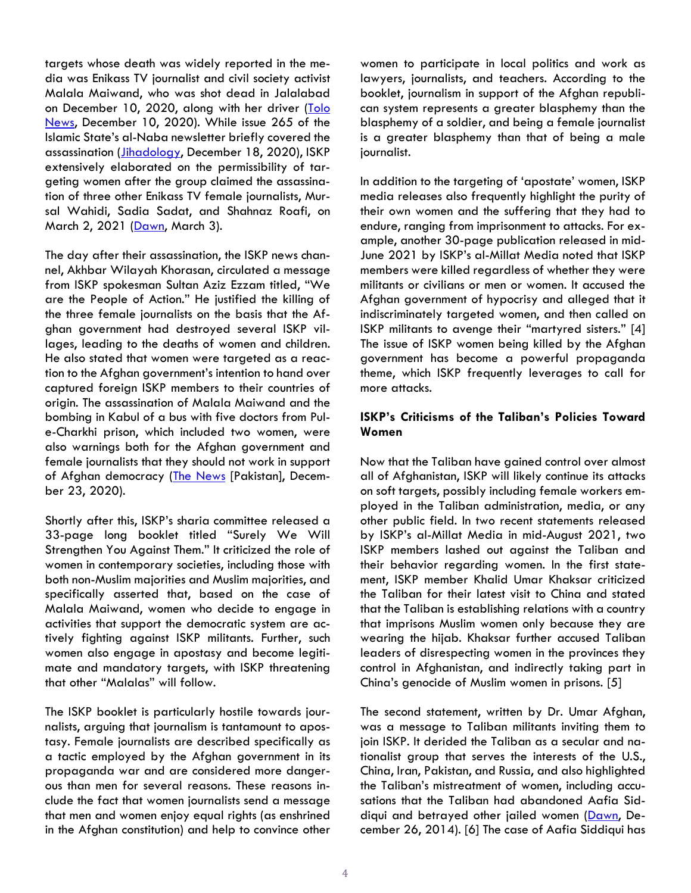targets whose death was widely reported in the media was Enikass TV journalist and civil society activist Malala Maiwand, who was shot dead in Jalalabad on December 10, 2020, along with her driver (Tolo News, December 10, 2020). While issue 265 of the Islamic State's al-Naba newsletter briefly covered the assassination (Jihadology, December 18, 2020), ISKP extensively elaborated on the permissibility of targeting women after the group claimed the assassination of three other Enikass TV female journalists, Mursal Wahidi, Sadia Sadat, and Shahnaz Roafi, on March 2, 2021 (Dawn, March 3).

The day after their assassination, the ISKP news channel, Akhbar Wilayah Khorasan, circulated a message from ISKP spokesman Sultan Aziz Ezzam titled, "We are the People of Action." He justified the killing of the three female journalists on the basis that the Afghan government had destroyed several ISKP villages, leading to the deaths of women and children. He also stated that women were targeted as a reaction to the Afghan government's intention to hand over captured foreign ISKP members to their countries of origin. The assassination of Malala Maiwand and the bombing in Kabul of a bus with five doctors from Pul-e-Charkhi prison, which included two women, were also warnings both for the Afghan government and female journalists that they should not work in support of Afghan democracy (The News [Pakistan], December 23, 2020).

Shortly after this, ISKP's sharia committee released a 33-page long booklet titled "Surely We Will Strengthen You Against Them." It criticized the role of women in contemporary societies, including those with both non-Muslim majorities and Muslim majorities, and specifically asserted that, based on the case of Malala Maiwand, women who decide to engage in activities that support the democratic system are actively fighting against ISKP militants. Further, such women also engage in apostasy and become legitimate and mandatory targets, with ISKP threatening that other "Malalas" will follow.

The ISKP booklet is particularly hostile towards journalists, arguing that journalism is tantamount to apostasy. Female journalists are described specifically as a tactic employed by the Afghan government in its propaganda war and are considered more dangerous than men for several reasons. These reasons include the fact that women journalists send a message that men and women enjoy equal rights (as enshrined in the Afghan constitution) and help to convince other women to participate in local politics and work as lawyers, journalists, and teachers. According to the booklet, journalism in support of the Afghan republican system represents a greater blasphemy than the blasphemy of a soldier, and being a female journalist is a greater blasphemy than that of being a male journalist.

In addition to the targeting of 'apostate' women, ISKP media releases also frequently highlight the purity of their own women and the suffering that they had to endure, ranging from imprisonment to attacks. For example, another 30-page publication released in mid-June 2021 by ISKP's al-Millat Media noted that ISKP members were killed regardless of whether they were militants or civilians or men or women. It accused the Afghan government of hypocrisy and alleged that it indiscriminately targeted women, and then called on ISKP militants to avenge their "martyred sisters." [4] The issue of ISKP women being killed by the Afghan government has become a powerful propaganda theme, which ISKP frequently leverages to call for more attacks.

**ISKP's Criticisms of the Taliban's Policies Toward Women**

Now that the Taliban have gained control over almost all of Afghanistan, ISKP will likely continue its attacks on soft targets, possibly including female workers employed in the Taliban administration, media, or any other public field. In two recent statements released by ISKP's al-Millat Media in mid-August 2021, two ISKP members lashed out against the Taliban and their behavior regarding women. In the first statement, ISKP member Khalid Umar Khaksar criticized the Taliban for their latest visit to China and stated that the Taliban is establishing relations with a country that imprisons Muslim women only because they are wearing the hijab. Khaksar further accused Taliban leaders of disrespecting women in the provinces they control in Afghanistan, and indirectly taking part in China's genocide of Muslim women in prisons. [5]

The second statement, written by Dr. Umar Afghan, was a message to Taliban militants inviting them to join ISKP. It derided the Taliban as a secular and nationalist group that serves the interests of the U.S., China, Iran, Pakistan, and Russia, and also highlighted the Taliban's mistreatment of women, including accusations that the Taliban had abandoned Aafia Siddiqui and betrayed other jailed women (Dawn, December 26, 2014). [6] The case of Aafia Siddiqui has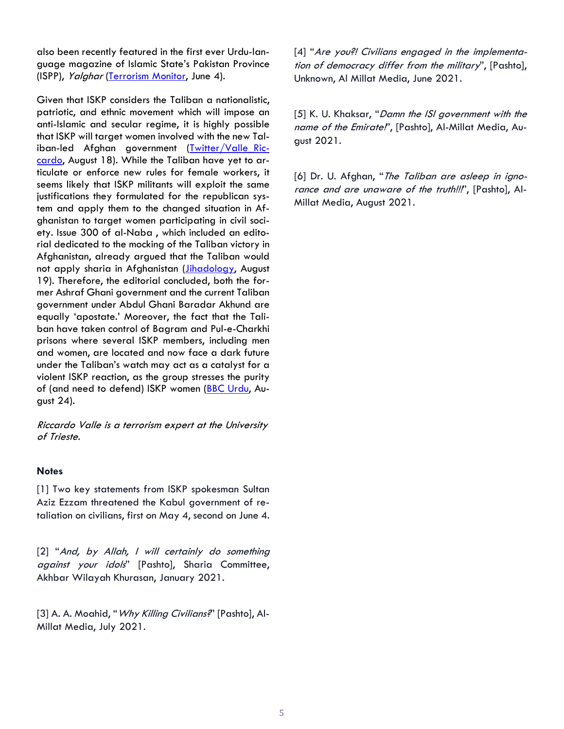also been recently featured in the first ever Urdu-language magazine of Islamic State's Pakistan Province (ISPP), *Yalghar* (Terrorism Monitor, June 4).

Given that ISKP considers the Taliban a nationalistic, patriotic, and ethnic movement which will impose an anti-Islamic and secular regime, it is highly possible that ISKP will target women involved with the new Taliban-led Afghan government (Twitter/Valle_Riccardo, August 18). While the Taliban have yet to articulate or enforce new rules for female workers, it seems likely that ISKP militants will exploit the same justifications they formulated for the republican system and apply them to the changed situation in Afghanistan to target women participating in civil society. Issue 300 of al-Naba , which included an editorial dedicated to the mocking of the Taliban victory in Afghanistan, already argued that the Taliban would not apply sharia in Afghanistan (Jihadology, August 19). Therefore, the editorial concluded, both the former Ashraf Ghani government and the current Taliban government under Abdul Ghani Baradar Akhund are equally 'apostate.' Moreover, the fact that the Taliban have taken control of Bagram and Pul-e-Charkhi prisons where several ISKP members, including men and women, are located and now face a dark future under the Taliban's watch may act as a catalyst for a violent ISKP reaction, as the group stresses the purity of (and need to defend) ISKP women (BBC Urdu, August 24).

*Riccardo Valle is a terrorism expert at the University of Trieste.*

**Notes**

[1] Two key statements from ISKP spokesman Sultan Aziz Ezzam threatened the Kabul government of retaliation on civilians, first on May 4, second on June 4.

[2] "*And, by Allah, I will certainly do something against your idols*" [Pashto], Sharia Committee, Akhbar Wilayah Khurasan, January 2021.

[3] A. A. Moahid, "*Why Killing Civilians?*" [Pashto], Al-Millat Media, July 2021.

[4] "*Are you?! Civilians engaged in the implementation of democracy differ from the military*", [Pashto], Unknown, Al Millat Media, June 2021.

[5] K. U. Khaksar, "*Damn the ISI government with the name of the Emirate!*", [Pashto], Al-Millat Media, August 2021.

[6] Dr. U. Afghan, "*The Taliban are asleep in ignorance and are unaware of the truth!!!*", [Pashto], Al-Millat Media, August 2021.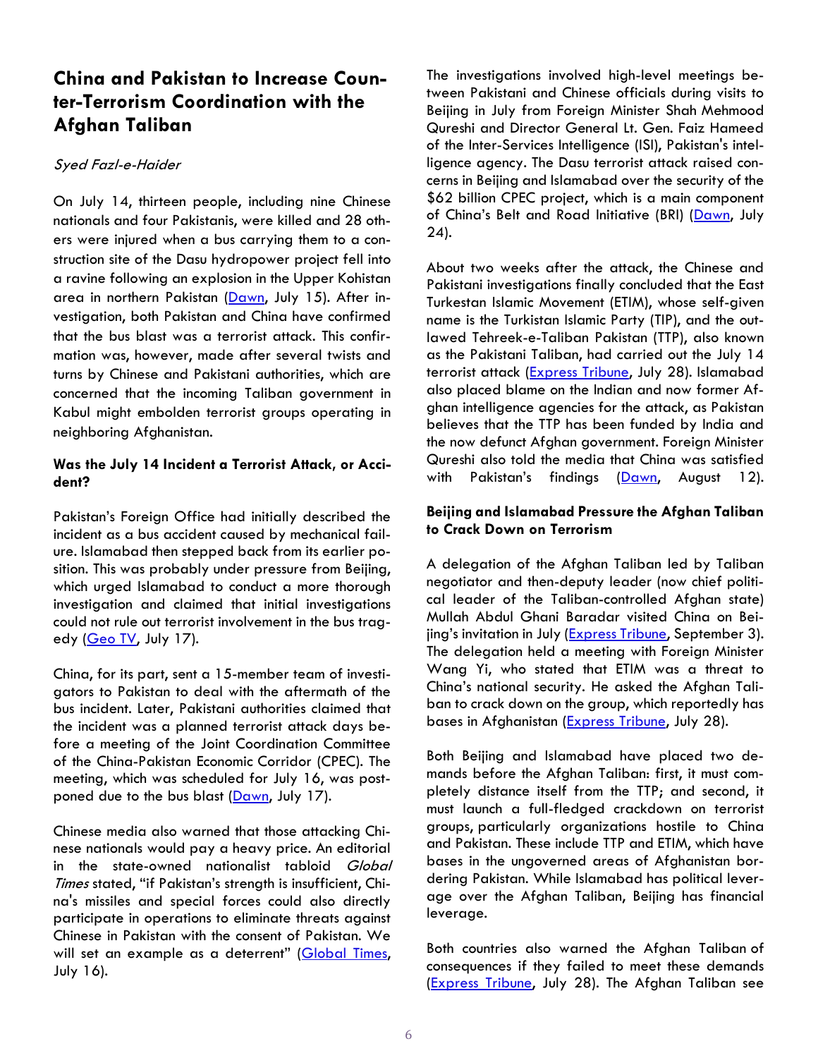## China and Pakistan to Increase Counter-Terrorism Coordination with the Afghan Taliban

*Syed Fazl-e-Haider*

On July 14, thirteen people, including nine Chinese nationals and four Pakistanis, were killed and 28 others were injured when a bus carrying them to a construction site of the Dasu hydropower project fell into a ravine following an explosion in the Upper Kohistan area in northern Pakistan (Dawn, July 15). After investigation, both Pakistan and China have confirmed that the bus blast was a terrorist attack. This confirmation was, however, made after several twists and turns by Chinese and Pakistani authorities, which are concerned that the incoming Taliban government in Kabul might embolden terrorist groups operating in neighboring Afghanistan.

**Was the July 14 Incident a Terrorist Attack, or Accident?**

Pakistan's Foreign Office had initially described the incident as a bus accident caused by mechanical failure. Islamabad then stepped back from its earlier position. This was probably under pressure from Beijing, which urged Islamabad to conduct a more thorough investigation and claimed that initial investigations could not rule out terrorist involvement in the bus tragedy (Geo TV, July 17).

China, for its part, sent a 15-member team of investigators to Pakistan to deal with the aftermath of the bus incident. Later, Pakistani authorities claimed that the incident was a planned terrorist attack days before a meeting of the Joint Coordination Committee of the China-Pakistan Economic Corridor (CPEC). The meeting, which was scheduled for July 16, was postponed due to the bus blast (Dawn, July 17).

Chinese media also warned that those attacking Chinese nationals would pay a heavy price. An editorial in the state-owned nationalist tabloid *Global Times* stated, "if Pakistan's strength is insufficient, China's missiles and special forces could also directly participate in operations to eliminate threats against Chinese in Pakistan with the consent of Pakistan. We will set an example as a deterrent" (Global Times, July 16).

The investigations involved high-level meetings between Pakistani and Chinese officials during visits to Beijing in July from Foreign Minister Shah Mehmood Qureshi and Director General Lt. Gen. Faiz Hameed of the Inter-Services Intelligence (ISI), Pakistan's intelligence agency. The Dasu terrorist attack raised concerns in Beijing and Islamabad over the security of the $62 billion CPEC project, which is a main component of China's Belt and Road Initiative (BRI) (Dawn, July 24).

About two weeks after the attack, the Chinese and Pakistani investigations finally concluded that the East Turkestan Islamic Movement (ETIM), whose self-given name is the Turkistan Islamic Party (TIP), and the outlawed Tehreek-e-Taliban Pakistan (TTP), also known as the Pakistani Taliban, had carried out the July 14 terrorist attack (Express Tribune, July 28). Islamabad also placed blame on the Indian and now former Afghan intelligence agencies for the attack, as Pakistan believes that the TTP has been funded by India and the now defunct Afghan government. Foreign Minister Qureshi also told the media that China was satisfied with Pakistan's findings (Dawn, August 12).

**Beijing and Islamabad Pressure the Afghan Taliban to Crack Down on Terrorism**

A delegation of the Afghan Taliban led by Taliban negotiator and then-deputy leader (now chief political leader of the Taliban-controlled Afghan state) Mullah Abdul Ghani Baradar visited China on Beijing's invitation in July (Express Tribune, September 3). The delegation held a meeting with Foreign Minister Wang Yi, who stated that ETIM was a threat to China's national security. He asked the Afghan Taliban to crack down on the group, which reportedly has bases in Afghanistan (Express Tribune, July 28).

Both Beijing and Islamabad have placed two demands before the Afghan Taliban: first, it must completely distance itself from the TTP; and second, it must launch a full-fledged crackdown on terrorist groups, particularly organizations hostile to China and Pakistan. These include TTP and ETIM, which have bases in the ungoverned areas of Afghanistan bordering Pakistan. While Islamabad has political leverage over the Afghan Taliban, Beijing has financial leverage.

Both countries also warned the Afghan Taliban of consequences if they failed to meet these demands (Express Tribune, July 28). The Afghan Taliban see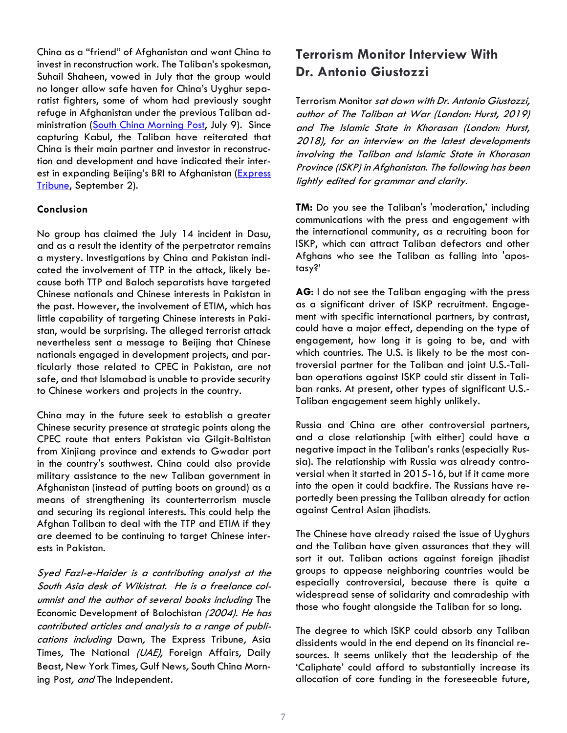China as a "friend" of Afghanistan and want China to invest in reconstruction work. The Taliban's spokesman, Suhail Shaheen, vowed in July that the group would no longer allow safe haven for China's Uyghur separatist fighters, some of whom had previously sought refuge in Afghanistan under the previous Taliban administration ([South China Morning Post](), July 9). Since capturing Kabul, the Taliban have reiterated that China is their main partner and investor in reconstruction and development and have indicated their interest in expanding Beijing's BRI to Afghanistan ([Express Tribune](), September 2).

**Conclusion**

No group has claimed the July 14 incident in Dasu, and as a result the identity of the perpetrator remains a mystery. Investigations by China and Pakistan indicated the involvement of TTP in the attack, likely because both TTP and Baloch separatists have targeted Chinese nationals and Chinese interests in Pakistan in the past. However, the involvement of ETIM, which has little capability of targeting Chinese interests in Pakistan, would be surprising. The alleged terrorist attack nevertheless sent a message to Beijing that Chinese nationals engaged in development projects, and particularly those related to CPEC in Pakistan, are not safe, and that Islamabad is unable to provide security to Chinese workers and projects in the country.

China may in the future seek to establish a greater Chinese security presence at strategic points along the CPEC route that enters Pakistan via Gilgit-Baltistan from Xinjiang province and extends to Gwadar port in the country's southwest. China could also provide military assistance to the new Taliban government in Afghanistan (instead of putting boots on ground) as a means of strengthening its counterterrorism muscle and securing its regional interests. This could help the Afghan Taliban to deal with the TTP and ETIM if they are deemed to be continuing to target Chinese interests in Pakistan.

*Syed Fazl-e-Haider is a contributing analyst at the South Asia desk of Wikistrat. He is a freelance columnist and the author of several books including* The Economic Development of Balochistan *(2004). He has contributed articles and analysis to a range of publications including* Dawn*,* The Express Tribune*,* Asia Times*,* The National *(UAE),* Foreign Affairs*,* Daily Beast*,* New York Times*,* Gulf News*,* South China Morning Post*, and* The Independent*.*

## Terrorism Monitor Interview With Dr. Antonio Giustozzi

Terrorism Monitor *sat down with Dr. Antonio Giustozzi, author of The Taliban at War (London: Hurst, 2019) and The Islamic State in Khorasan (London: Hurst, 2018), for an interview on the latest developments involving the Taliban and Islamic State in Khorasan Province (ISKP) in Afghanistan. The following has been lightly edited for grammar and clarity.*

**TM:** Do you see the Taliban's 'moderation,' including communications with the press and engagement with the international community, as a recruiting boon for ISKP, which can attract Taliban defectors and other Afghans who see the Taliban as falling into 'apostasy?'

**AG:** I do not see the Taliban engaging with the press as a significant driver of ISKP recruitment. Engagement with specific international partners, by contrast, could have a major effect, depending on the type of engagement, how long it is going to be, and with which countries. The U.S. is likely to be the most controversial partner for the Taliban and joint U.S.-Taliban operations against ISKP could stir dissent in Taliban ranks. At present, other types of significant U.S.-Taliban engagement seem highly unlikely.

Russia and China are other controversial partners, and a close relationship [with either] could have a negative impact in the Taliban's ranks (especially Russia). The relationship with Russia was already controversial when it started in 2015-16, but if it came more into the open it could backfire. The Russians have reportedly been pressing the Taliban already for action against Central Asian jihadists.

The Chinese have already raised the issue of Uyghurs and the Taliban have given assurances that they will sort it out. Taliban actions against foreign jihadist groups to appease neighboring countries would be especially controversial, because there is quite a widespread sense of solidarity and comradeship with those who fought alongside the Taliban for so long.

The degree to which ISKP could absorb any Taliban dissidents would in the end depend on its financial resources. It seems unlikely that the leadership of the 'Caliphate' could afford to substantially increase its allocation of core funding in the foreseeable future,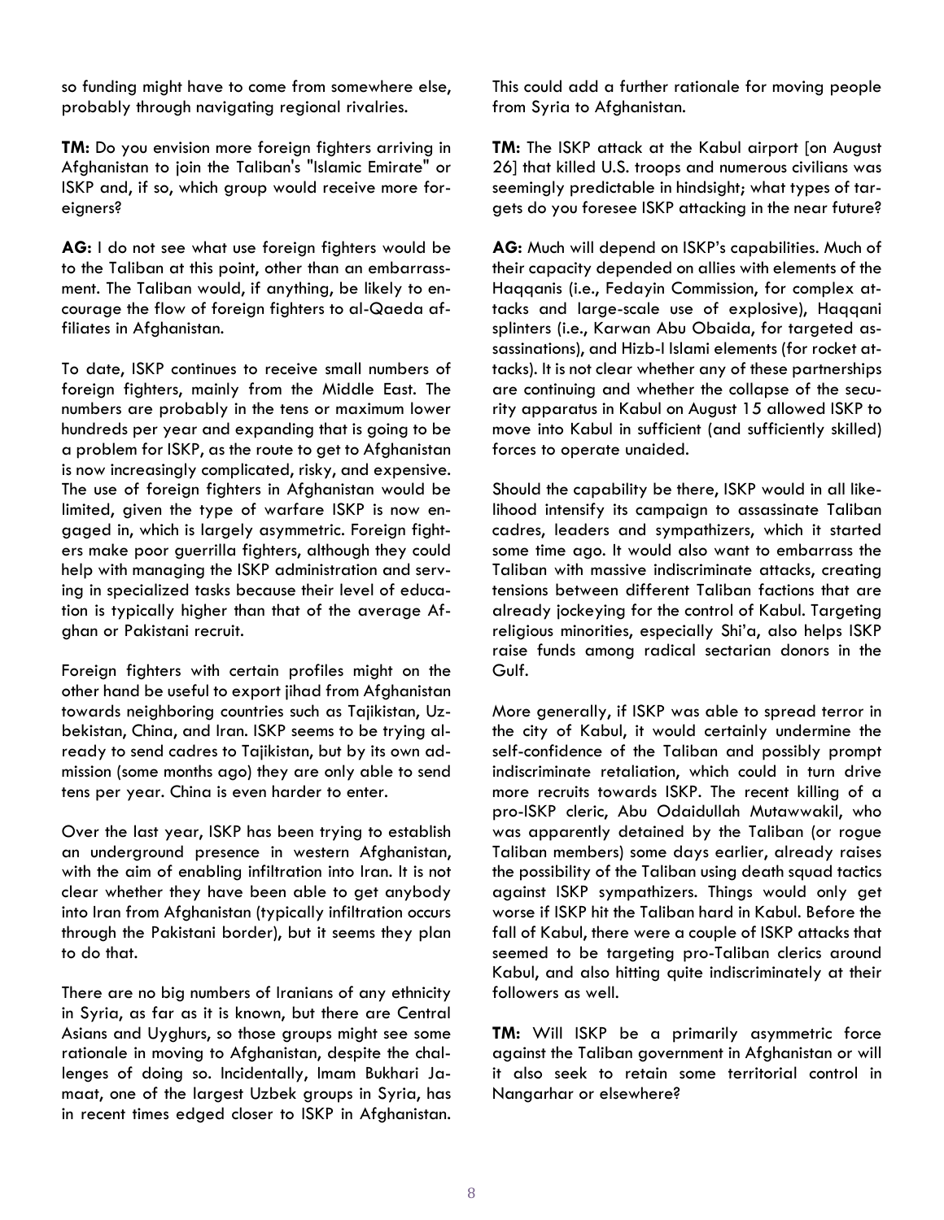so funding might have to come from somewhere else, probably through navigating regional rivalries.

**TM:** Do you envision more foreign fighters arriving in Afghanistan to join the Taliban's "Islamic Emirate" or ISKP and, if so, which group would receive more foreigners?

**AG:** I do not see what use foreign fighters would be to the Taliban at this point, other than an embarrassment. The Taliban would, if anything, be likely to encourage the flow of foreign fighters to al-Qaeda affiliates in Afghanistan.

To date, ISKP continues to receive small numbers of foreign fighters, mainly from the Middle East. The numbers are probably in the tens or maximum lower hundreds per year and expanding that is going to be a problem for ISKP, as the route to get to Afghanistan is now increasingly complicated, risky, and expensive. The use of foreign fighters in Afghanistan would be limited, given the type of warfare ISKP is now engaged in, which is largely asymmetric. Foreign fighters make poor guerrilla fighters, although they could help with managing the ISKP administration and serving in specialized tasks because their level of education is typically higher than that of the average Afghan or Pakistani recruit.

Foreign fighters with certain profiles might on the other hand be useful to export jihad from Afghanistan towards neighboring countries such as Tajikistan, Uzbekistan, China, and Iran. ISKP seems to be trying already to send cadres to Tajikistan, but by its own admission (some months ago) they are only able to send tens per year. China is even harder to enter.

Over the last year, ISKP has been trying to establish an underground presence in western Afghanistan, with the aim of enabling infiltration into Iran. It is not clear whether they have been able to get anybody into Iran from Afghanistan (typically infiltration occurs through the Pakistani border), but it seems they plan to do that.

There are no big numbers of Iranians of any ethnicity in Syria, as far as it is known, but there are Central Asians and Uyghurs, so those groups might see some rationale in moving to Afghanistan, despite the challenges of doing so. Incidentally, Imam Bukhari Jamaat, one of the largest Uzbek groups in Syria, has in recent times edged closer to ISKP in Afghanistan. This could add a further rationale for moving people from Syria to Afghanistan.

**TM:** The ISKP attack at the Kabul airport [on August 26] that killed U.S. troops and numerous civilians was seemingly predictable in hindsight; what types of targets do you foresee ISKP attacking in the near future?

**AG:** Much will depend on ISKP's capabilities. Much of their capacity depended on allies with elements of the Haqqanis (i.e., Fedayin Commission, for complex attacks and large-scale use of explosive), Haqqani splinters (i.e., Karwan Abu Obaida, for targeted assassinations), and Hizb-I Islami elements (for rocket attacks). It is not clear whether any of these partnerships are continuing and whether the collapse of the security apparatus in Kabul on August 15 allowed ISKP to move into Kabul in sufficient (and sufficiently skilled) forces to operate unaided.

Should the capability be there, ISKP would in all likelihood intensify its campaign to assassinate Taliban cadres, leaders and sympathizers, which it started some time ago. It would also want to embarrass the Taliban with massive indiscriminate attacks, creating tensions between different Taliban factions that are already jockeying for the control of Kabul. Targeting religious minorities, especially Shi'a, also helps ISKP raise funds among radical sectarian donors in the Gulf.

More generally, if ISKP was able to spread terror in the city of Kabul, it would certainly undermine the self-confidence of the Taliban and possibly prompt indiscriminate retaliation, which could in turn drive more recruits towards ISKP. The recent killing of a pro-ISKP cleric, Abu Odaidullah Mutawwakil, who was apparently detained by the Taliban (or rogue Taliban members) some days earlier, already raises the possibility of the Taliban using death squad tactics against ISKP sympathizers. Things would only get worse if ISKP hit the Taliban hard in Kabul. Before the fall of Kabul, there were a couple of ISKP attacks that seemed to be targeting pro-Taliban clerics around Kabul, and also hitting quite indiscriminately at their followers as well.

**TM:** Will ISKP be a primarily asymmetric force against the Taliban government in Afghanistan or will it also seek to retain some territorial control in Nangarhar or elsewhere?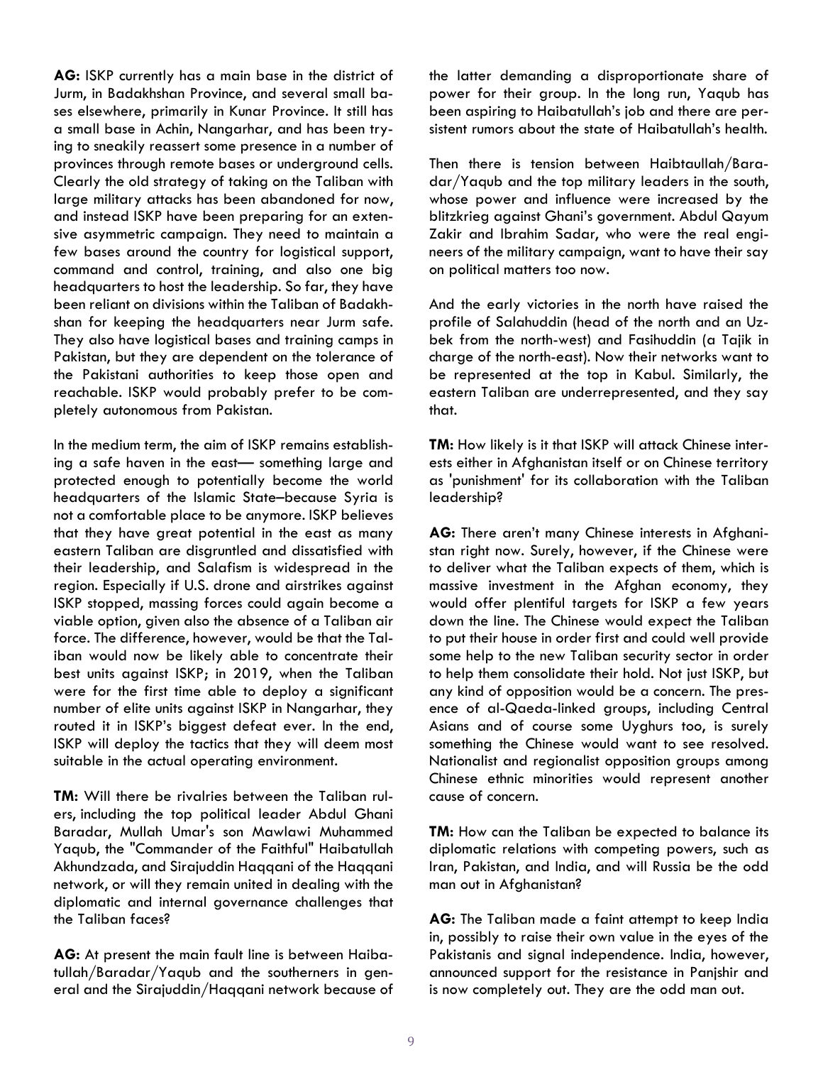**AG:** ISKP currently has a main base in the district of Jurm, in Badakhshan Province, and several small bases elsewhere, primarily in Kunar Province. It still has a small base in Achin, Nangarhar, and has been trying to sneakily reassert some presence in a number of provinces through remote bases or underground cells. Clearly the old strategy of taking on the Taliban with large military attacks has been abandoned for now, and instead ISKP have been preparing for an extensive asymmetric campaign. They need to maintain a few bases around the country for logistical support, command and control, training, and also one big headquarters to host the leadership. So far, they have been reliant on divisions within the Taliban of Badakhshan for keeping the headquarters near Jurm safe. They also have logistical bases and training camps in Pakistan, but they are dependent on the tolerance of the Pakistani authorities to keep those open and reachable. ISKP would probably prefer to be completely autonomous from Pakistan.

In the medium term, the aim of ISKP remains establishing a safe haven in the east— something large and protected enough to potentially become the world headquarters of the Islamic State–because Syria is not a comfortable place to be anymore. ISKP believes that they have great potential in the east as many eastern Taliban are disgruntled and dissatisfied with their leadership, and Salafism is widespread in the region. Especially if U.S. drone and airstrikes against ISKP stopped, massing forces could again become a viable option, given also the absence of a Taliban air force. The difference, however, would be that the Taliban would now be likely able to concentrate their best units against ISKP; in 2019, when the Taliban were for the first time able to deploy a significant number of elite units against ISKP in Nangarhar, they routed it in ISKP's biggest defeat ever. In the end, ISKP will deploy the tactics that they will deem most suitable in the actual operating environment.

**TM:** Will there be rivalries between the Taliban rulers, including the top political leader Abdul Ghani Baradar, Mullah Umar's son Mawlawi Muhammed Yaqub, the "Commander of the Faithful" Haibatullah Akhundzada, and Sirajuddin Haqqani of the Haqqani network, or will they remain united in dealing with the diplomatic and internal governance challenges that the Taliban faces?

**AG:** At present the main fault line is between Haibatullah/Baradar/Yaqub and the southerners in general and the Sirajuddin/Haqqani network because of the latter demanding a disproportionate share of power for their group. In the long run, Yaqub has been aspiring to Haibatullah's job and there are persistent rumors about the state of Haibatullah's health.

Then there is tension between Haibtaullah/Baradar/Yaqub and the top military leaders in the south, whose power and influence were increased by the blitzkrieg against Ghani's government. Abdul Qayum Zakir and Ibrahim Sadar, who were the real engineers of the military campaign, want to have their say on political matters too now.

And the early victories in the north have raised the profile of Salahuddin (head of the north and an Uzbek from the north-west) and Fasihuddin (a Tajik in charge of the north-east). Now their networks want to be represented at the top in Kabul. Similarly, the eastern Taliban are underrepresented, and they say that.

**TM:** How likely is it that ISKP will attack Chinese interests either in Afghanistan itself or on Chinese territory as 'punishment' for its collaboration with the Taliban leadership?

**AG:** There aren't many Chinese interests in Afghanistan right now. Surely, however, if the Chinese were to deliver what the Taliban expects of them, which is massive investment in the Afghan economy, they would offer plentiful targets for ISKP a few years down the line. The Chinese would expect the Taliban to put their house in order first and could well provide some help to the new Taliban security sector in order to help them consolidate their hold. Not just ISKP, but any kind of opposition would be a concern. The presence of al-Qaeda-linked groups, including Central Asians and of course some Uyghurs too, is surely something the Chinese would want to see resolved. Nationalist and regionalist opposition groups among Chinese ethnic minorities would represent another cause of concern.

**TM:** How can the Taliban be expected to balance its diplomatic relations with competing powers, such as Iran, Pakistan, and India, and will Russia be the odd man out in Afghanistan?

**AG:** The Taliban made a faint attempt to keep India in, possibly to raise their own value in the eyes of the Pakistanis and signal independence. India, however, announced support for the resistance in Panjshir and is now completely out. They are the odd man out.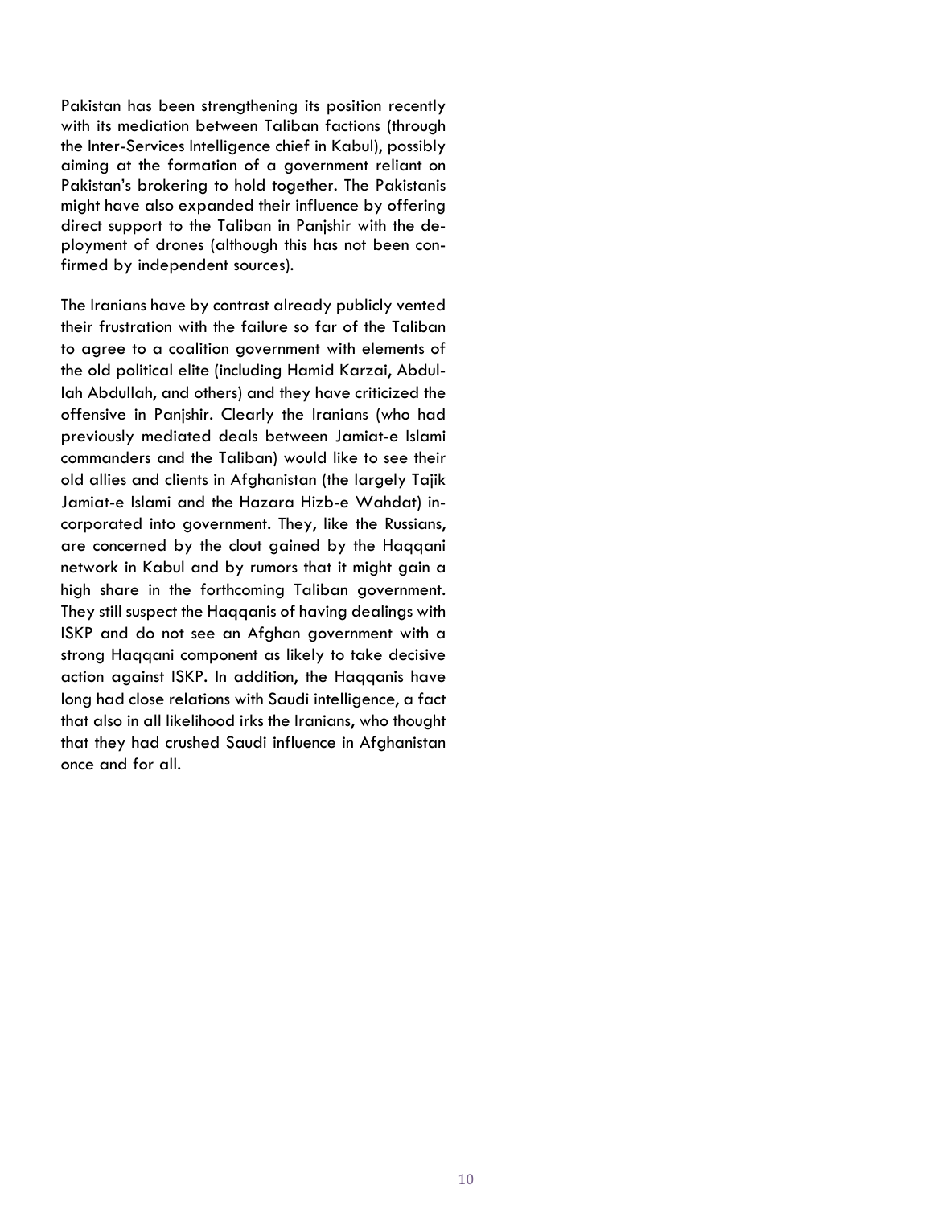Pakistan has been strengthening its position recently with its mediation between Taliban factions (through the Inter-Services Intelligence chief in Kabul), possibly aiming at the formation of a government reliant on Pakistan's brokering to hold together. The Pakistanis might have also expanded their influence by offering direct support to the Taliban in Panjshir with the deployment of drones (although this has not been confirmed by independent sources).

The Iranians have by contrast already publicly vented their frustration with the failure so far of the Taliban to agree to a coalition government with elements of the old political elite (including Hamid Karzai, Abdullah Abdullah, and others) and they have criticized the offensive in Panjshir. Clearly the Iranians (who had previously mediated deals between Jamiat-e Islami commanders and the Taliban) would like to see their old allies and clients in Afghanistan (the largely Tajik Jamiat-e Islami and the Hazara Hizb-e Wahdat) incorporated into government. They, like the Russians, are concerned by the clout gained by the Haqqani network in Kabul and by rumors that it might gain a high share in the forthcoming Taliban government. They still suspect the Haqqanis of having dealings with ISKP and do not see an Afghan government with a strong Haqqani component as likely to take decisive action against ISKP. In addition, the Haqqanis have long had close relations with Saudi intelligence, a fact that also in all likelihood irks the Iranians, who thought that they had crushed Saudi influence in Afghanistan once and for all.